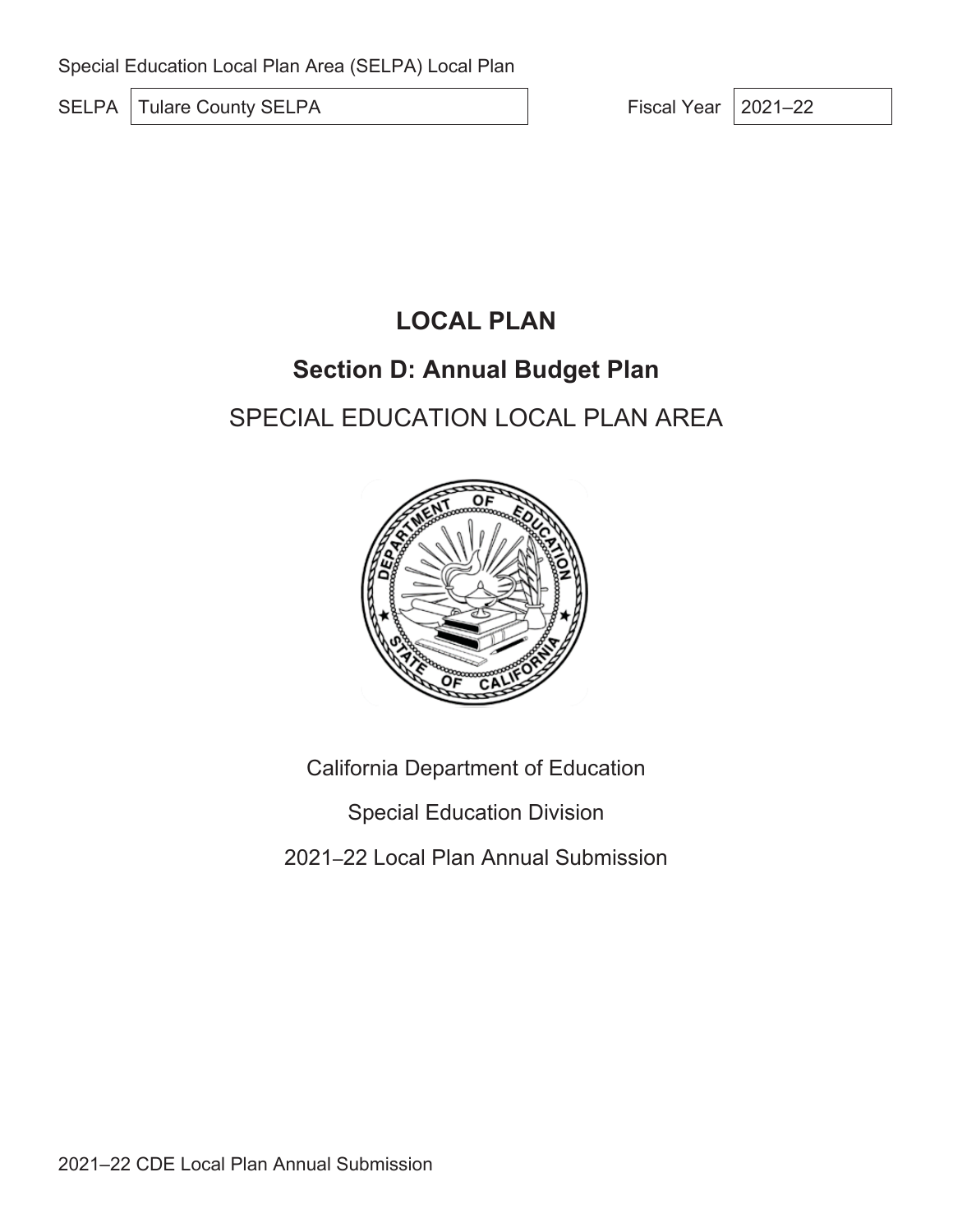Special Education Local Plan Area (SELPA) Local Plan

SELPA: Tulare County SELPA

Fiscal Year: 2021–22

# LOCAL PLAN

## Section D: Annual Budget Plan

## SPECIAL EDUCATION LOCAL PLAN AREA

California Department of Education

Special Education Division

2021–22 Local Plan Annual Submission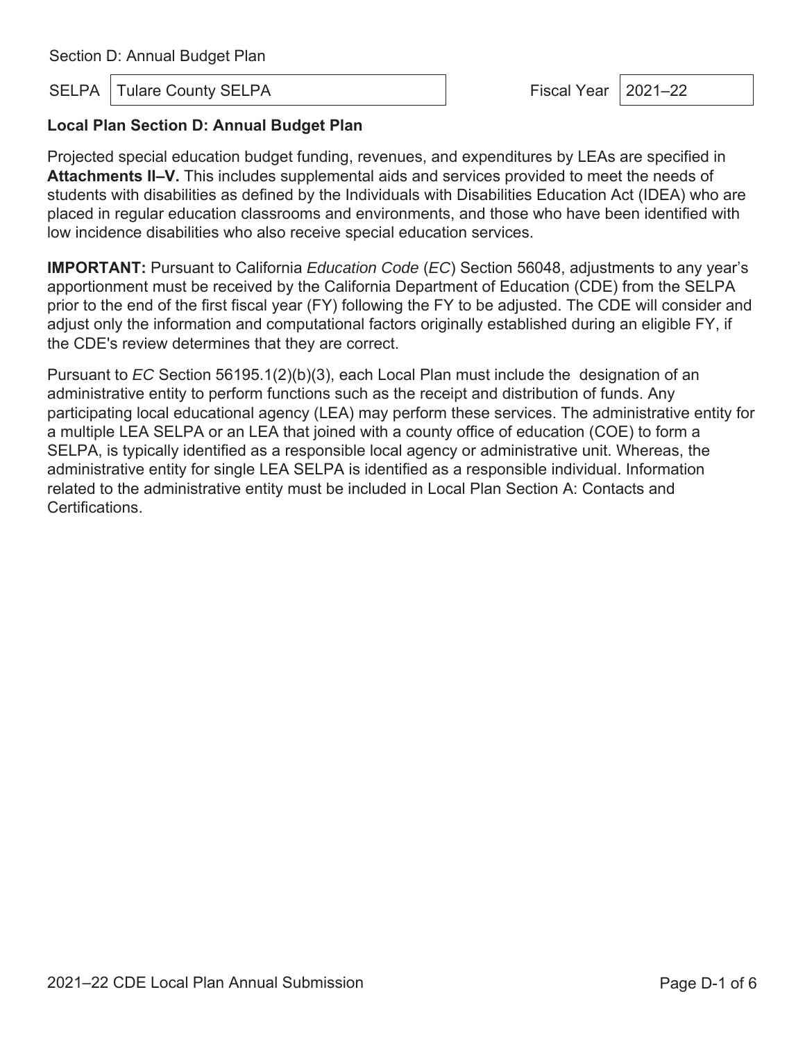Section D: Annual Budget Plan

| SELPA | Tulare County SELPA | Fiscal Year | 2021–22 |
|---|---|---|---|

## Local Plan Section D: Annual Budget Plan

Projected special education budget funding, revenues, and expenditures by LEAs are specified in **Attachments II–V.** This includes supplemental aids and services provided to meet the needs of students with disabilities as defined by the Individuals with Disabilities Education Act (IDEA) who are placed in regular education classrooms and environments, and those who have been identified with low incidence disabilities who also receive special education services.

**IMPORTANT:** Pursuant to California *Education Code* (*EC*) Section 56048, adjustments to any year's apportionment must be received by the California Department of Education (CDE) from the SELPA prior to the end of the first fiscal year (FY) following the FY to be adjusted. The CDE will consider and adjust only the information and computational factors originally established during an eligible FY, if the CDE's review determines that they are correct.

Pursuant to *EC* Section 56195.1(2)(b)(3), each Local Plan must include the designation of an administrative entity to perform functions such as the receipt and distribution of funds. Any participating local educational agency (LEA) may perform these services. The administrative entity for a multiple LEA SELPA or an LEA that joined with a county office of education (COE) to form a SELPA, is typically identified as a responsible local agency or administrative unit. Whereas, the administrative entity for single LEA SELPA is identified as a responsible individual. Information related to the administrative entity must be included in Local Plan Section A: Contacts and Certifications.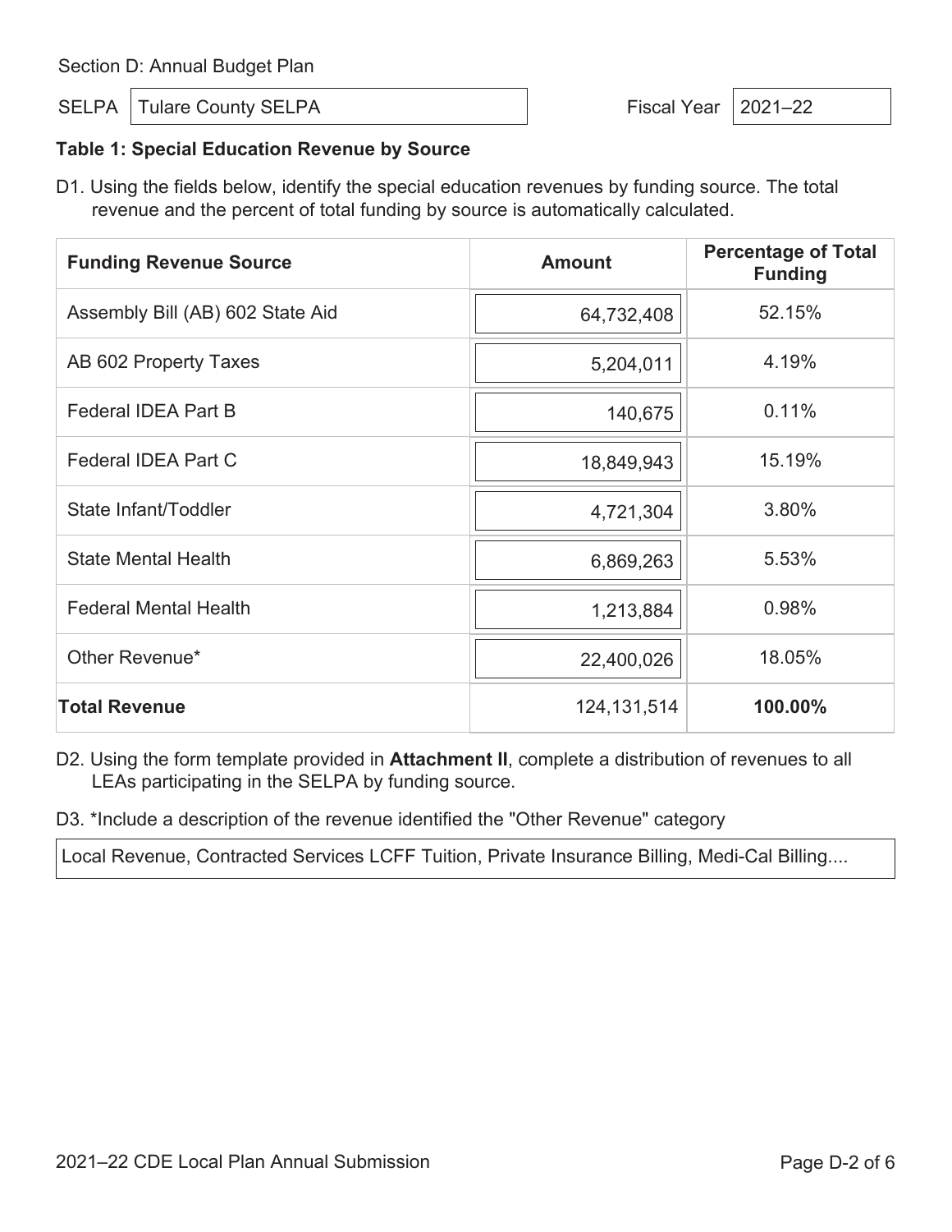Section D: Annual Budget Plan

SELPA: Tulare County SELPA

Fiscal Year: 2021–22

**Table 1: Special Education Revenue by Source**

D1. Using the fields below, identify the special education revenues by funding source. The total revenue and the percent of total funding by source is automatically calculated.

| Funding Revenue Source | Amount | Percentage of Total Funding |
|---|---|---|
| Assembly Bill (AB) 602 State Aid | 64,732,408 | 52.15% |
| AB 602 Property Taxes | 5,204,011 | 4.19% |
| Federal IDEA Part B | 140,675 | 0.11% |
| Federal IDEA Part C | 18,849,943 | 15.19% |
| State Infant/Toddler | 4,721,304 | 3.80% |
| State Mental Health | 6,869,263 | 5.53% |
| Federal Mental Health | 1,213,884 | 0.98% |
| Other Revenue* | 22,400,026 | 18.05% |
| **Total Revenue** | 124,131,514 | **100.00%** |

D2. Using the form template provided in **Attachment II**, complete a distribution of revenues to all LEAs participating in the SELPA by funding source.

D3. *Include a description of the revenue identified the "Other Revenue" category

Local Revenue, Contracted Services LCFF Tuition, Private Insurance Billing, Medi-Cal Billing....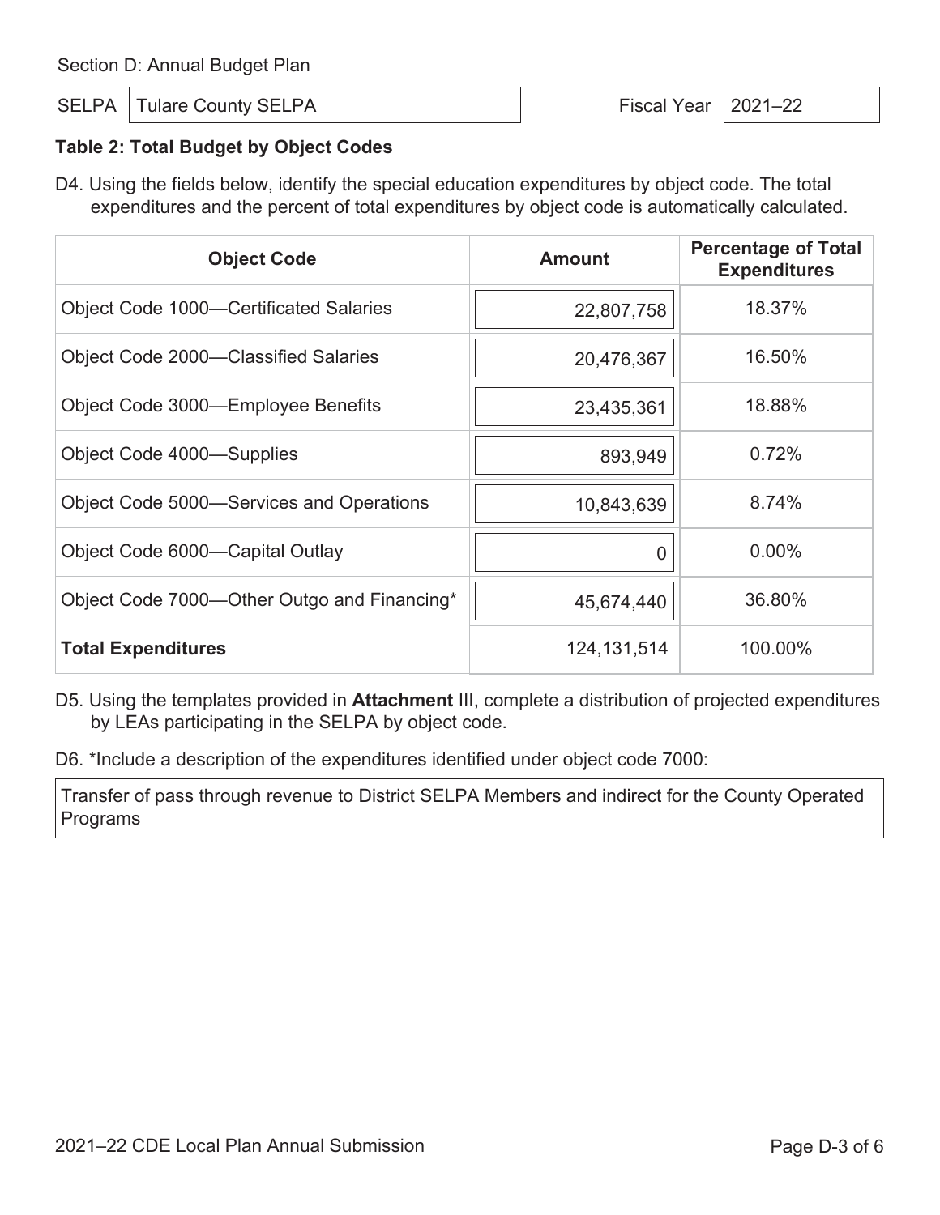Section D: Annual Budget Plan

SELPA: Tulare County SELPA

Fiscal Year: 2021–22

**Table 2: Total Budget by Object Codes**

D4. Using the fields below, identify the special education expenditures by object code. The total expenditures and the percent of total expenditures by object code is automatically calculated.

| Object Code | Amount | Percentage of Total Expenditures |
|---|---|---|
| Object Code 1000—Certificated Salaries | 22,807,758 | 18.37% |
| Object Code 2000—Classified Salaries | 20,476,367 | 16.50% |
| Object Code 3000—Employee Benefits | 23,435,361 | 18.88% |
| Object Code 4000—Supplies | 893,949 | 0.72% |
| Object Code 5000—Services and Operations | 10,843,639 | 8.74% |
| Object Code 6000—Capital Outlay | 0 | 0.00% |
| Object Code 7000—Other Outgo and Financing* | 45,674,440 | 36.80% |
| **Total Expenditures** | 124,131,514 | 100.00% |

D5. Using the templates provided in **Attachment** III, complete a distribution of projected expenditures by LEAs participating in the SELPA by object code.

D6. *Include a description of the expenditures identified under object code 7000:

Transfer of pass through revenue to District SELPA Members and indirect for the County Operated Programs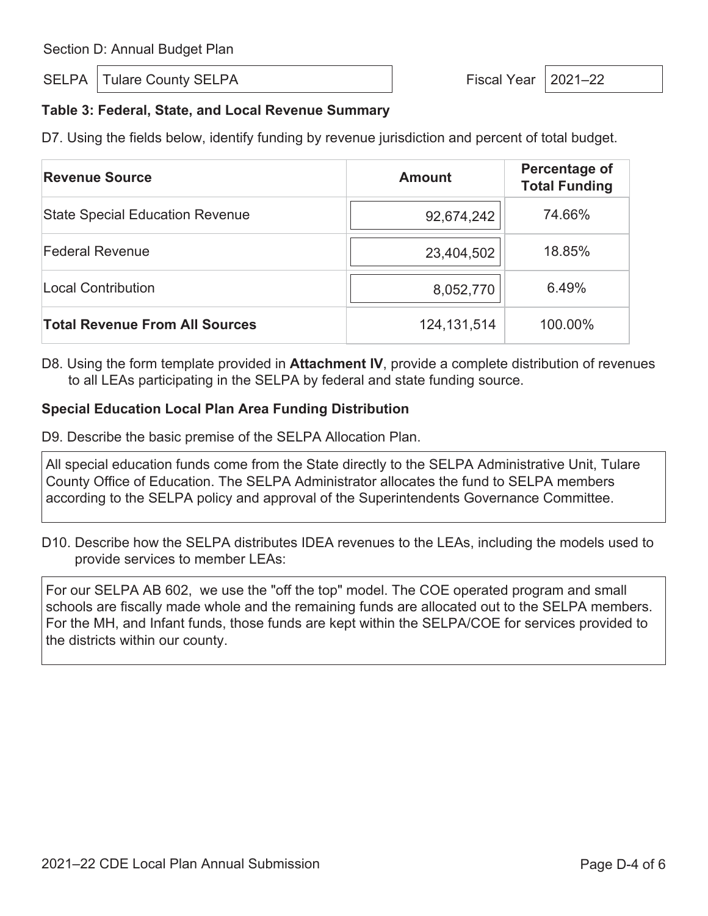Section D: Annual Budget Plan

SELPA: Tulare County SELPA

Fiscal Year: 2021–22

**Table 3: Federal, State, and Local Revenue Summary**

D7. Using the fields below, identify funding by revenue jurisdiction and percent of total budget.

| Revenue Source | Amount | Percentage of Total Funding |
|---|---|---|
| State Special Education Revenue | 92,674,242 | 74.66% |
| Federal Revenue | 23,404,502 | 18.85% |
| Local Contribution | 8,052,770 | 6.49% |
| **Total Revenue From All Sources** | 124,131,514 | 100.00% |

D8. Using the form template provided in **Attachment IV**, provide a complete distribution of revenues to all LEAs participating in the SELPA by federal and state funding source.

**Special Education Local Plan Area Funding Distribution**

D9. Describe the basic premise of the SELPA Allocation Plan.

All special education funds come from the State directly to the SELPA Administrative Unit, Tulare County Office of Education. The SELPA Administrator allocates the fund to SELPA members according to the SELPA policy and approval of the Superintendents Governance Committee.

D10. Describe how the SELPA distributes IDEA revenues to the LEAs, including the models used to provide services to member LEAs:

For our SELPA AB 602, we use the "off the top" model. The COE operated program and small schools are fiscally made whole and the remaining funds are allocated out to the SELPA members. For the MH, and Infant funds, those funds are kept within the SELPA/COE for services provided to the districts within our county.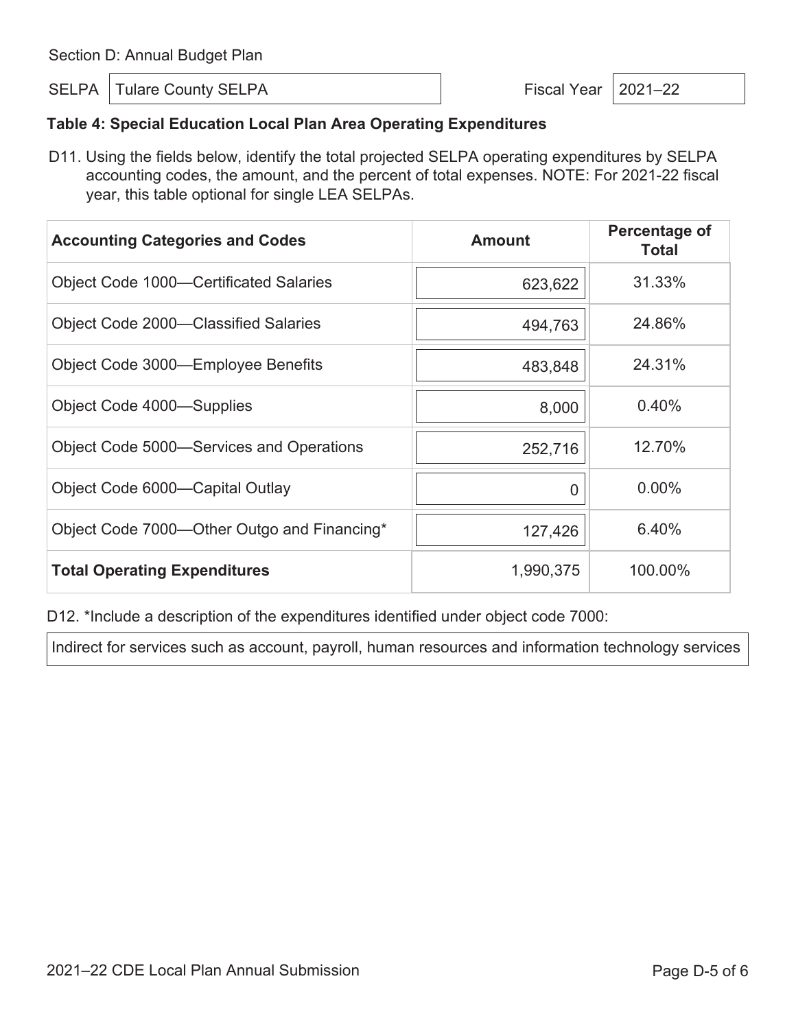Section D: Annual Budget Plan

SELPA: Tulare County SELPA

Fiscal Year: 2021–22

### Table 4: Special Education Local Plan Area Operating Expenditures

D11. Using the fields below, identify the total projected SELPA operating expenditures by SELPA accounting codes, the amount, and the percent of total expenses. NOTE: For 2021-22 fiscal year, this table optional for single LEA SELPAs.

| Accounting Categories and Codes | Amount | Percentage of Total |
|---|---|---|
| Object Code 1000—Certificated Salaries | 623,622 | 31.33% |
| Object Code 2000—Classified Salaries | 494,763 | 24.86% |
| Object Code 3000—Employee Benefits | 483,848 | 24.31% |
| Object Code 4000—Supplies | 8,000 | 0.40% |
| Object Code 5000—Services and Operations | 252,716 | 12.70% |
| Object Code 6000—Capital Outlay | 0 | 0.00% |
| Object Code 7000—Other Outgo and Financing* | 127,426 | 6.40% |
| **Total Operating Expenditures** | 1,990,375 | 100.00% |

D12. *Include a description of the expenditures identified under object code 7000:

Indirect for services such as account, payroll, human resources and information technology services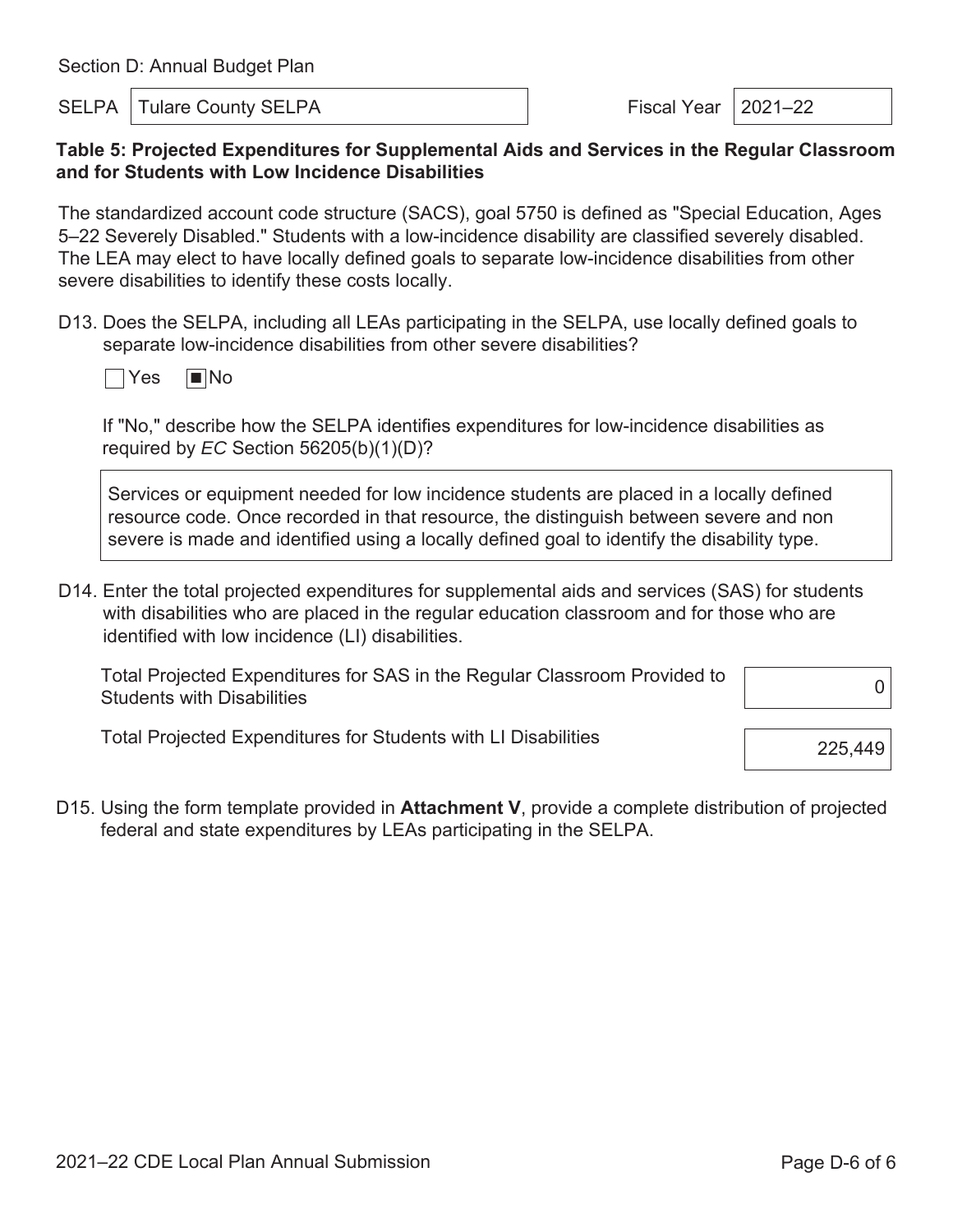Section D: Annual Budget Plan

SELPA: Tulare County SELPA

Fiscal Year: 2021–22

**Table 5: Projected Expenditures for Supplemental Aids and Services in the Regular Classroom and for Students with Low Incidence Disabilities**

The standardized account code structure (SACS), goal 5750 is defined as "Special Education, Ages 5–22 Severely Disabled." Students with a low-incidence disability are classified severely disabled. The LEA may elect to have locally defined goals to separate low-incidence disabilities from other severe disabilities to identify these costs locally.

D13. Does the SELPA, including all LEAs participating in the SELPA, use locally defined goals to separate low-incidence disabilities from other severe disabilities?

☐ Yes ☒ No

If "No," describe how the SELPA identifies expenditures for low-incidence disabilities as required by *EC* Section 56205(b)(1)(D)?

> Services or equipment needed for low incidence students are placed in a locally defined resource code. Once recorded in that resource, the distinguish between severe and non severe is made and identified using a locally defined goal to identify the disability type.

D14. Enter the total projected expenditures for supplemental aids and services (SAS) for students with disabilities who are placed in the regular education classroom and for those who are identified with low incidence (LI) disabilities.

| | |
|---|---|
| Total Projected Expenditures for SAS in the Regular Classroom Provided to Students with Disabilities | 0 |
| Total Projected Expenditures for Students with LI Disabilities | 225,449 |

D15. Using the form template provided in **Attachment V**, provide a complete distribution of projected federal and state expenditures by LEAs participating in the SELPA.